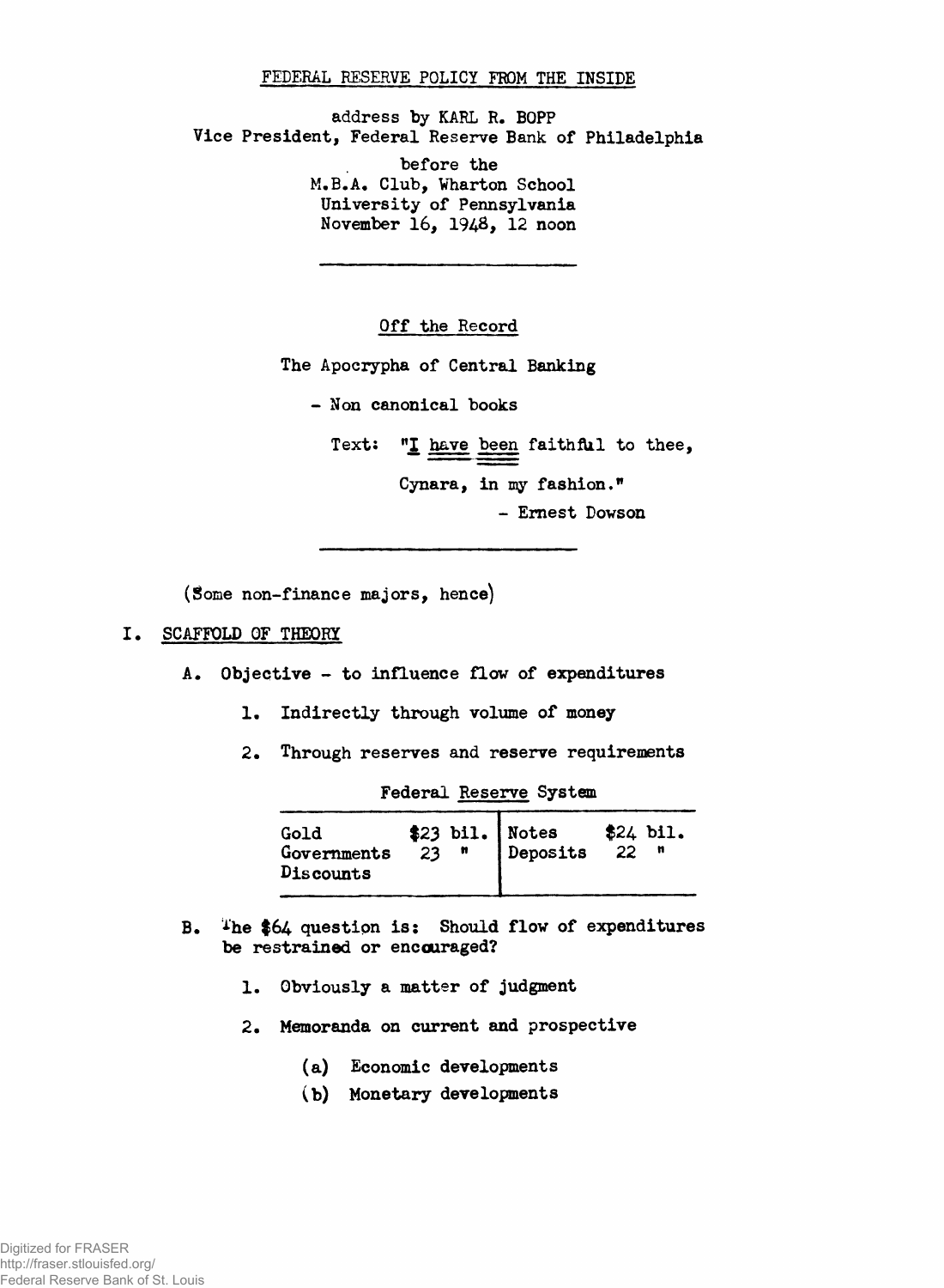# FEDERAL RESERVE POLICY FROM THE INSIDE

address by KARL R. BOPP
Vice President, Federal Reserve Bank of Philadelphia

before the
M.B.A. Club, Wharton School
University of Pennsylvania
November 16, 1948, 12 noon

---

Off the Record

The Apocrypha of Central Banking

- Non canonical books

Text: "I have been faithful to thee,
Cynara, in my fashion."
- Ernest Dowson

---

(Some non-finance majors, hence)

## I. SCAFFOLD OF THEORY

A. Objective - to influence flow of expenditures

1. Indirectly through volume of money
2. Through reserves and reserve requirements

Federal Reserve System

| Gold | $23 bil. | Notes | $24 bil. |
|---|---|---|---|
| Governments | 23 " | Deposits | 22 " |
| Discounts | | | |

B. The $64 question is: Should flow of expenditures be restrained or encouraged?

1. Obviously a matter of judgment
2. Memoranda on current and prospective
   - (a) Economic developments
   - (b) Monetary developments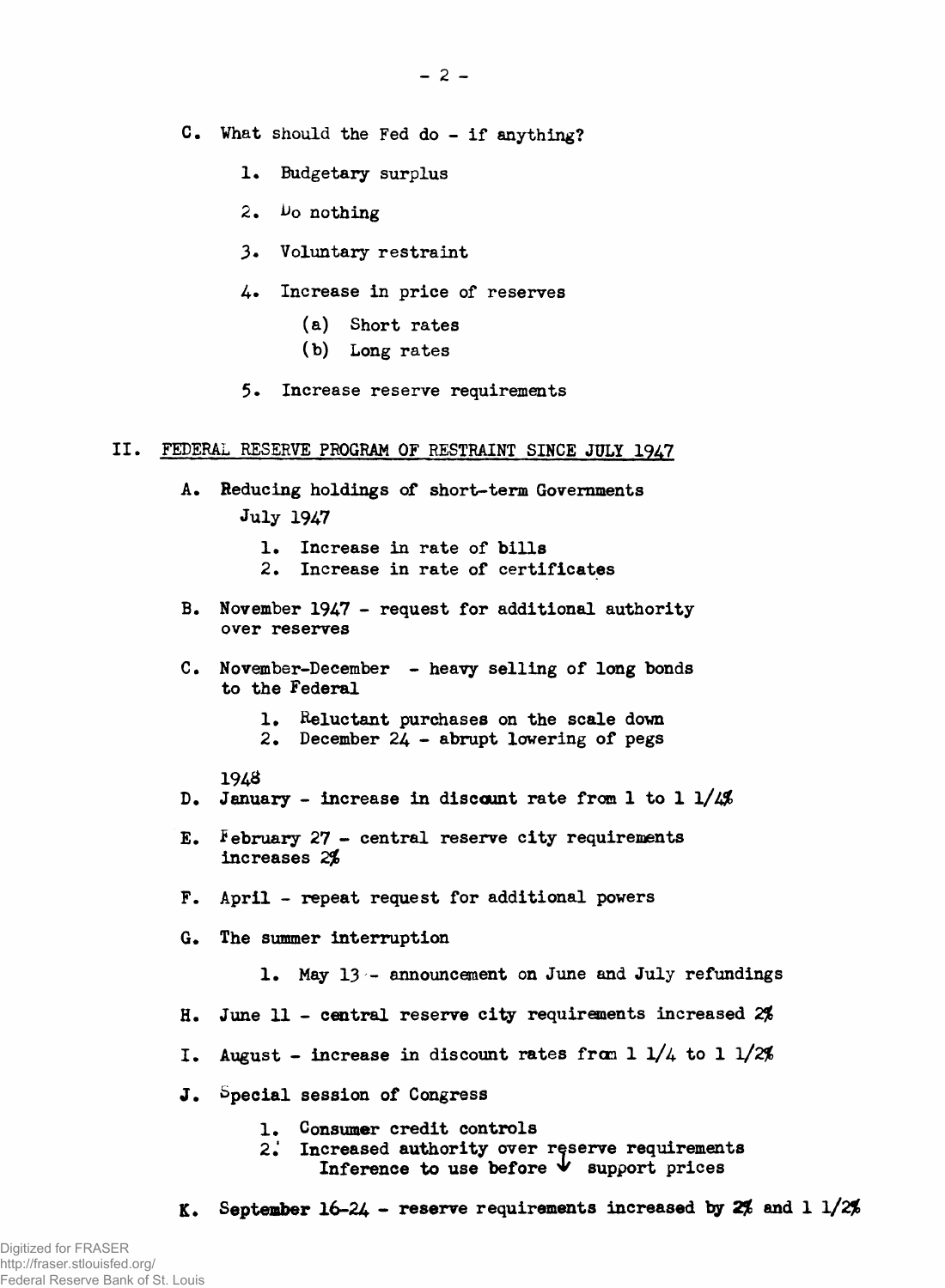C. What should the Fed do - if anything?

1. Budgetary surplus
2. Do nothing
3. Voluntary restraint
4. Increase in price of reserves
   (a) Short rates
   (b) Long rates
5. Increase reserve requirements

## II. FEDERAL RESERVE PROGRAM OF RESTRAINT SINCE JULY 1947

A. Reducing holdings of short-term Governments
   July 1947

   1. Increase in rate of bills
   2. Increase in rate of certificates

B. November 1947 - request for additional authority over reserves

C. November-December - heavy selling of long bonds to the Federal

   1. Reluctant purchases on the scale down
   2. December 24 - abrupt lowering of pegs

1948

D. January - increase in discount rate from 1 to 1 1/4%

E. February 27 - central reserve city requirements increases 2%

F. April - repeat request for additional powers

G. The summer interruption

   1. May 13 - announcement on June and July refundings

H. June 11 - central reserve city requirements increased 2%

I. August - increase in discount rates from 1 1/4 to 1 1/2%

J. Special session of Congress

   1. Consumer credit controls
   2. Increased authority over reserve requirements
      Inference to use before ↓ support prices

K. September 16-24 - reserve requirements increased by 2% and 1 1/2%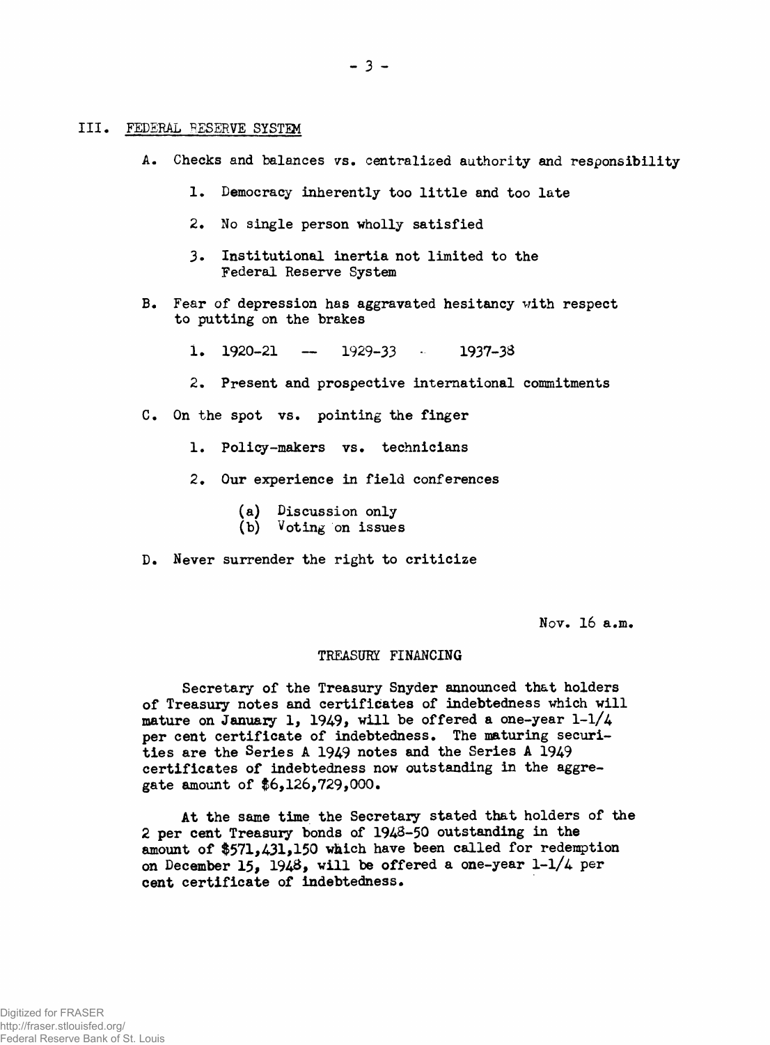## III. FEDERAL RESERVE SYSTEM

A. Checks and balances vs. centralized authority and responsibility

1. Democracy inherently too little and too late
2. No single person wholly satisfied
3. Institutional inertia not limited to the Federal Reserve System

B. Fear of depression has aggravated hesitancy with respect to putting on the brakes

1. 1920-21 — 1929-33 - 1937-38
2. Present and prospective international commitments

C. On the spot vs. pointing the finger

1. Policy-makers vs. technicians
2. Our experience in field conferences
   - (a) Discussion only
   - (b) Voting on issues

D. Never surrender the right to criticize

Nov. 16 a.m.

### TREASURY FINANCING

Secretary of the Treasury Snyder announced that holders of Treasury notes and certificates of indebtedness which will mature on January 1, 1949, will be offered a one-year 1-1/4 per cent certificate of indebtedness. The maturing securities are the Series A 1949 notes and the Series A 1949 certificates of indebtedness now outstanding in the aggregate amount of $6,126,729,000.

At the same time the Secretary stated that holders of the 2 per cent Treasury bonds of 1948-50 outstanding in the amount of $571,431,150 which have been called for redemption on December 15, 1948, will be offered a one-year 1-1/4 per cent certificate of indebtedness.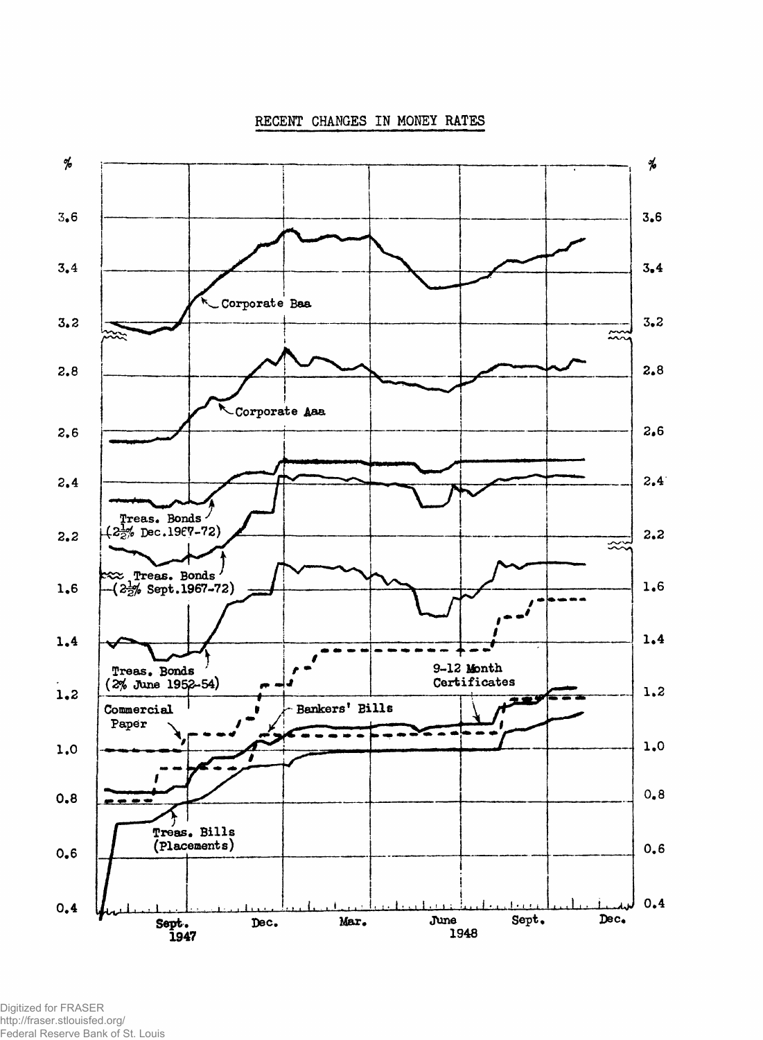RECENT CHANGES IN MONEY RATES

%

3.6

3.4

3.2

2.8

2.6

2.4

2.2

1.6

1.4

1.2

1.0

0.8

0.6

0.4

Corporate Baa

Corporate Aaa

Treas. Bonds
($2\frac{1}{2}$% Dec.1967-72)

Treas. Bonds
($2\frac{1}{2}$% Sept.1967-72)

Treas. Bonds
(2% June 1952-54)

9-12 Month
Certificates

Commercial
Paper

Bankers' Bills

Treas. Bills
(Placements)

Sept.
1947

Dec.

Mar.

June
1948

Sept.

Dec.

Digitized for FRASER
http://fraser.stlouisfed.org/
Federal Reserve Bank of St. Louis